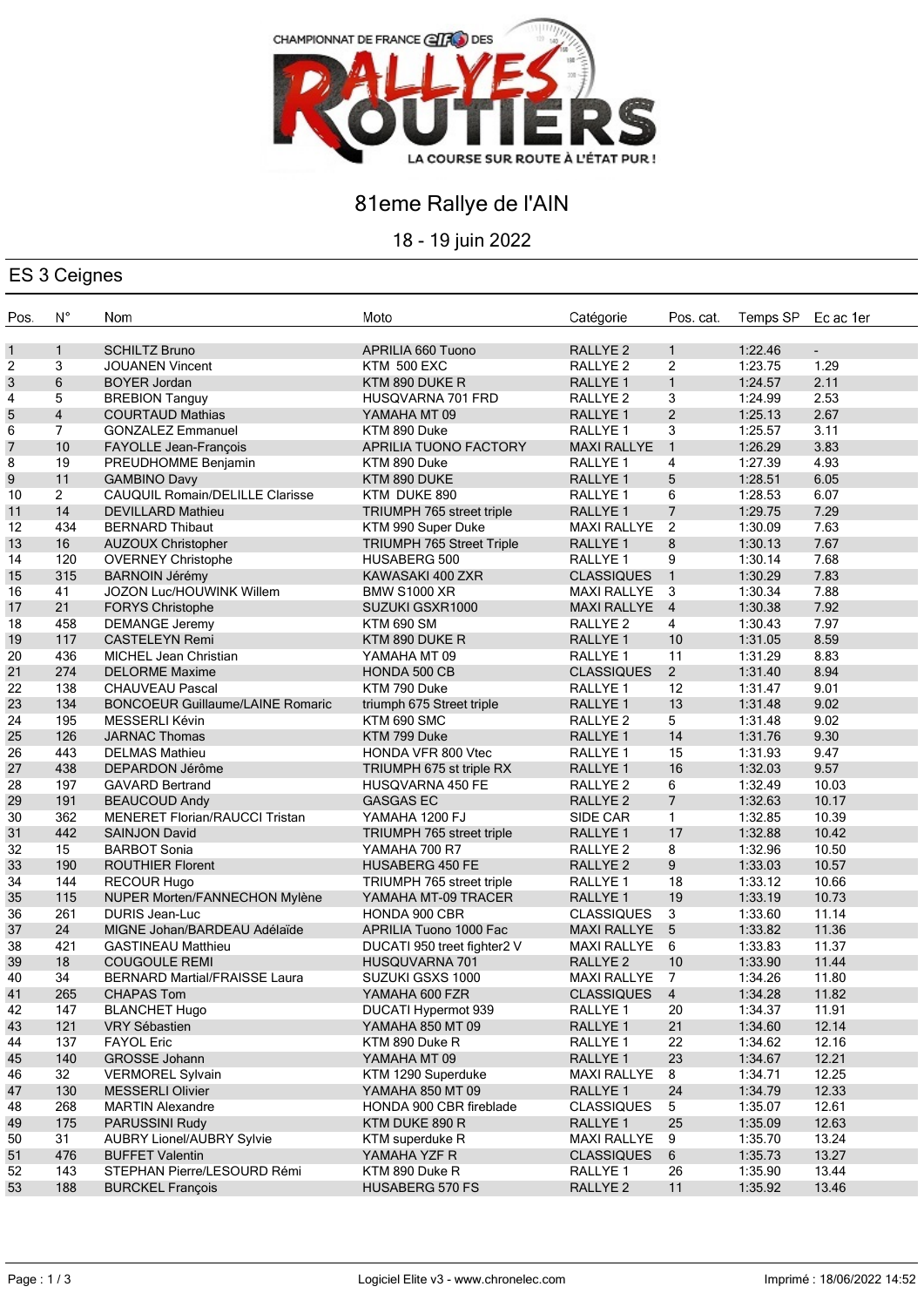CHAMPIONNAT DE FRANCE elf DES RALLYES ROUTIERS

LA COURSE SUR ROUTE À L'ÉTAT PUR !

# 81eme Rallye de l'AIN

18 - 19 juin 2022

## ES 3 Ceignes

| Pos. | N° | Nom | Moto | Catégorie | Pos. cat. | Temps SP | Ec ac 1er |
|---|---|---|---|---|---|---|---|
| 1 | 1 | SCHILTZ Bruno | APRILIA 660 Tuono | RALLYE 2 | 1 | 1:22.46 | - |
| 2 | 3 | JOUANEN Vincent | KTM 500 EXC | RALLYE 2 | 2 | 1:23.75 | 1.29 |
| 3 | 6 | BOYER Jordan | KTM 890 DUKE R | RALLYE 1 | 1 | 1:24.57 | 2.11 |
| 4 | 5 | BREBION Tanguy | HUSQVARNA 701 FRD | RALLYE 2 | 3 | 1:24.99 | 2.53 |
| 5 | 4 | COURTAUD Mathias | YAMAHA MT 09 | RALLYE 1 | 2 | 1:25.13 | 2.67 |
| 6 | 7 | GONZALEZ Emmanuel | KTM 890 Duke | RALLYE 1 | 3 | 1:25.57 | 3.11 |
| 7 | 10 | FAYOLLE Jean-François | APRILIA TUONO FACTORY | MAXI RALLYE | 1 | 1:26.29 | 3.83 |
| 8 | 19 | PREUDHOMME Benjamin | KTM 890 Duke | RALLYE 1 | 4 | 1:27.39 | 4.93 |
| 9 | 11 | GAMBINO Davy | KTM 890 DUKE | RALLYE 1 | 5 | 1:28.51 | 6.05 |
| 10 | 2 | CAUQUIL Romain/DELILLE Clarisse | KTM DUKE 890 | RALLYE 1 | 6 | 1:28.53 | 6.07 |
| 11 | 14 | DEVILLARD Mathieu | TRIUMPH 765 street triple | RALLYE 1 | 7 | 1:29.75 | 7.29 |
| 12 | 434 | BERNARD Thibaut | KTM 990 Super Duke | MAXI RALLYE | 2 | 1:30.09 | 7.63 |
| 13 | 16 | AUZOUX Christopher | TRIUMPH 765 Street Triple | RALLYE 1 | 8 | 1:30.13 | 7.67 |
| 14 | 120 | OVERNEY Christophe | HUSABERG 500 | RALLYE 1 | 9 | 1:30.14 | 7.68 |
| 15 | 315 | BARNOIN Jérémy | KAWASAKI 400 ZXR | CLASSIQUES | 1 | 1:30.29 | 7.83 |
| 16 | 41 | JOZON Luc/HOUWINK Willem | BMW S1000 XR | MAXI RALLYE | 3 | 1:30.34 | 7.88 |
| 17 | 21 | FORYS Christophe | SUZUKI GSXR1000 | MAXI RALLYE | 4 | 1:30.38 | 7.92 |
| 18 | 458 | DEMANGE Jeremy | KTM 690 SM | RALLYE 2 | 4 | 1:30.43 | 7.97 |
| 19 | 117 | CASTELEYN Remi | KTM 890 DUKE R | RALLYE 1 | 10 | 1:31.05 | 8.59 |
| 20 | 436 | MICHEL Jean Christian | YAMAHA MT 09 | RALLYE 1 | 11 | 1:31.29 | 8.83 |
| 21 | 274 | DELORME Maxime | HONDA 500 CB | CLASSIQUES | 2 | 1:31.40 | 8.94 |
| 22 | 138 | CHAUVEAU Pascal | KTM 790 Duke | RALLYE 1 | 12 | 1:31.47 | 9.01 |
| 23 | 134 | BONCOEUR Guillaume/LAINE Romaric | triumph 675 Street triple | RALLYE 1 | 13 | 1:31.48 | 9.02 |
| 24 | 195 | MESSERLI Kévin | KTM 690 SMC | RALLYE 2 | 5 | 1:31.48 | 9.02 |
| 25 | 126 | JARNAC Thomas | KTM 799 Duke | RALLYE 1 | 14 | 1:31.76 | 9.30 |
| 26 | 443 | DELMAS Mathieu | HONDA VFR 800 Vtec | RALLYE 1 | 15 | 1:31.93 | 9.47 |
| 27 | 438 | DEPARDON Jérôme | TRIUMPH 675 st triple RX | RALLYE 1 | 16 | 1:32.03 | 9.57 |
| 28 | 197 | GAVARD Bertrand | HUSQVARNA 450 FE | RALLYE 2 | 6 | 1:32.49 | 10.03 |
| 29 | 191 | BEAUCOUD Andy | GASGAS EC | RALLYE 2 | 7 | 1:32.63 | 10.17 |
| 30 | 362 | MENERET Florian/RAUCCI Tristan | YAMAHA 1200 FJ | SIDE CAR | 1 | 1:32.85 | 10.39 |
| 31 | 442 | SAINJON David | TRIUMPH 765 street triple | RALLYE 1 | 17 | 1:32.88 | 10.42 |
| 32 | 15 | BARBOT Sonia | YAMAHA 700 R7 | RALLYE 2 | 8 | 1:32.96 | 10.50 |
| 33 | 190 | ROUTHIER Florent | HUSABERG 450 FE | RALLYE 2 | 9 | 1:33.03 | 10.57 |
| 34 | 144 | RECOUR Hugo | TRIUMPH 765 street triple | RALLYE 1 | 18 | 1:33.12 | 10.66 |
| 35 | 115 | NUPER Morten/FANNECHON Mylène | YAMAHA MT-09 TRACER | RALLYE 1 | 19 | 1:33.19 | 10.73 |
| 36 | 261 | DURIS Jean-Luc | HONDA 900 CBR | CLASSIQUES | 3 | 1:33.60 | 11.14 |
| 37 | 24 | MIGNE Johan/BARDEAU Adélaïde | APRILIA Tuono 1000 Fac | MAXI RALLYE | 5 | 1:33.82 | 11.36 |
| 38 | 421 | GASTINEAU Matthieu | DUCATI 950 treet fighter2 V | MAXI RALLYE | 6 | 1:33.83 | 11.37 |
| 39 | 18 | COUGOULE REMI | HUSQVARNA 701 | RALLYE 2 | 10 | 1:33.90 | 11.44 |
| 40 | 34 | BERNARD Martial/FRAISSE Laura | SUZUKI GSXS 1000 | MAXI RALLYE | 7 | 1:34.26 | 11.80 |
| 41 | 265 | CHAPAS Tom | YAMAHA 600 FZR | CLASSIQUES | 4 | 1:34.28 | 11.82 |
| 42 | 147 | BLANCHET Hugo | DUCATI Hypermot 939 | RALLYE 1 | 20 | 1:34.37 | 11.91 |
| 43 | 121 | VRY Sébastien | YAMAHA 850 MT 09 | RALLYE 1 | 21 | 1:34.60 | 12.14 |
| 44 | 137 | FAYOL Eric | KTM 890 Duke R | RALLYE 1 | 22 | 1:34.62 | 12.16 |
| 45 | 140 | GROSSE Johann | YAMAHA MT 09 | RALLYE 1 | 23 | 1:34.67 | 12.21 |
| 46 | 32 | VERMOREL Sylvain | KTM 1290 Superduke | MAXI RALLYE | 8 | 1:34.71 | 12.25 |
| 47 | 130 | MESSERLI Olivier | YAMAHA 850 MT 09 | RALLYE 1 | 24 | 1:34.79 | 12.33 |
| 48 | 268 | MARTIN Alexandre | HONDA 900 CBR fireblade | CLASSIQUES | 5 | 1:35.07 | 12.61 |
| 49 | 175 | PARUSSINI Rudy | KTM DUKE 890 R | RALLYE 1 | 25 | 1:35.09 | 12.63 |
| 50 | 31 | AUBRY Lionel/AUBRY Sylvie | KTM superduke R | MAXI RALLYE | 9 | 1:35.70 | 13.24 |
| 51 | 476 | BUFFET Valentin | YAMAHA YZF R | CLASSIQUES | 6 | 1:35.73 | 13.27 |
| 52 | 143 | STEPHAN Pierre/LESOURD Rémi | KTM 890 Duke R | RALLYE 1 | 26 | 1:35.90 | 13.44 |
| 53 | 188 | BURCKEL François | HUSABERG 570 FS | RALLYE 2 | 11 | 1:35.92 | 13.46 |

Logiciel Elite v3 - www.chronelec.com

Imprimé : 18/06/2022 14:52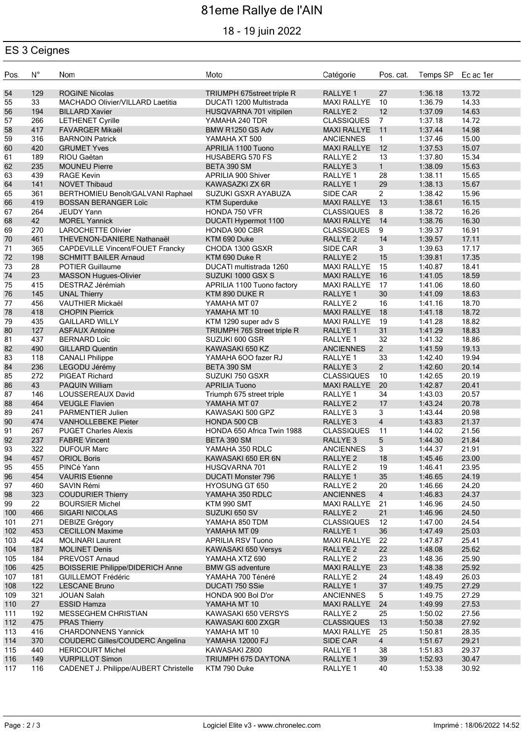# 81eme Rallye de l'AIN

18 - 19 juin 2022

## ES 3 Ceignes

| Pos. | N° | Nom | Moto | Catégorie | Pos. cat. | Temps SP | Ec ac 1er |
|---|---|---|---|---|---|---|---|
| 54 | 129 | ROGINE Nicolas | TRIUMPH 675street triple R | RALLYE 1 | 27 | 1:36.18 | 13.72 |
| 55 | 33 | MACHADO Olivier/VILLARD Laetitia | DUCATI 1200 Multistrada | MAXI RALLYE | 10 | 1:36.79 | 14.33 |
| 56 | 194 | BILLARD Xavier | HUSQVARNA 701 vitipilen | RALLYE 2 | 12 | 1:37.09 | 14.63 |
| 57 | 266 | LETHENET Cyrille | YAMAHA 240 TDR | CLASSIQUES | 7 | 1:37.18 | 14.72 |
| 58 | 417 | FAVARGER Mikaël | BMW R1250 GS Adv | MAXI RALLYE | 11 | 1:37.44 | 14.98 |
| 59 | 316 | BARNOIN Patrick | YAMAHA XT 500 | ANCIENNES | 1 | 1:37.46 | 15.00 |
| 60 | 420 | GRUMET Yves | APRILIA 1100 Tuono | MAXI RALLYE | 12 | 1:37.53 | 15.07 |
| 61 | 189 | RIOU Gaëtan | HUSABERG 570 FS | RALLYE 2 | 13 | 1:37.80 | 15.34 |
| 62 | 235 | MOUNEU Pierre | BETA 390 SM | RALLYE 3 | 1 | 1:38.09 | 15.63 |
| 63 | 439 | RAGE Kevin | APRILIA 900 Shiver | RALLYE 1 | 28 | 1:38.11 | 15.65 |
| 64 | 141 | NOVET Thibaud | KAWASAZKI ZX 6R | RALLYE 1 | 29 | 1:38.13 | 15.67 |
| 65 | 361 | BERTHOMIEU Benoît/GALVANI Raphael | SUZUKI GSXR AYABUZA | SIDE CAR | 2 | 1:38.42 | 15.96 |
| 66 | 419 | BOSSAN BERANGER Loïc | KTM Superduke | MAXI RALLYE | 13 | 1:38.61 | 16.15 |
| 67 | 264 | JEUDY Yann | HONDA 750 VFR | CLASSIQUES | 8 | 1:38.72 | 16.26 |
| 68 | 42 | MOREL Yannick | DUCATI Hypermot 1100 | MAXI RALLYE | 14 | 1:38.76 | 16.30 |
| 69 | 270 | LAROCHETTE Olivier | HONDA 900 CBR | CLASSIQUES | 9 | 1:39.37 | 16.91 |
| 70 | 461 | THEVENON-DANIERE Nathanaël | KTM 690 Duke | RALLYE 2 | 14 | 1:39.57 | 17.11 |
| 71 | 365 | CAPDEVILLE Vincent/FOUET Francky | CHODA 1300 GSXR | SIDE CAR | 3 | 1:39.63 | 17.17 |
| 72 | 198 | SCHMITT BAILER Arnaud | KTM 690 Duke R | RALLYE 2 | 15 | 1:39.81 | 17.35 |
| 73 | 28 | POTIER Guillaume | DUCATI multistrada 1260 | MAXI RALLYE | 15 | 1:40.87 | 18.41 |
| 74 | 23 | MASSON Hugues-Olivier | SUZUKI 1000 GSX S | MAXI RALLYE | 16 | 1:41.05 | 18.59 |
| 75 | 415 | DESTRAZ Jérémiah | APRILIA 1100 Tuono factory | MAXI RALLYE | 17 | 1:41.06 | 18.60 |
| 76 | 145 | UNAL Thierry | KTM 890 DUKE R | RALLYE 1 | 30 | 1:41.09 | 18.63 |
| 77 | 456 | VAUTHIER Mickaël | YAMAHA MT 07 | RALLYE 2 | 16 | 1:41.16 | 18.70 |
| 78 | 418 | CHOPIN Pierrick | YAMAHA MT 10 | MAXI RALLYE | 18 | 1:41.18 | 18.72 |
| 79 | 435 | GAILLARD WILLY | KTM 1290 super adv S | MAXI RALLYE | 19 | 1:41.28 | 18.82 |
| 80 | 127 | ASFAUX Antoine | TRIUMPH 765 Street triple R | RALLYE 1 | 31 | 1:41.29 | 18.83 |
| 81 | 437 | BERNARD Loïc | SUZUKI 600 GSR | RALLYE 1 | 32 | 1:41.32 | 18.86 |
| 82 | 490 | GILLARD Quentin | KAWASAKI 650 KZ | ANCIENNES | 2 | 1:41.59 | 19.13 |
| 83 | 118 | CANALI Philippe | YAMAHA 6OO fazer RJ | RALLYE 1 | 33 | 1:42.40 | 19.94 |
| 84 | 236 | LEGODU Jérémy | BETA 390 SM | RALLYE 3 | 2 | 1:42.60 | 20.14 |
| 85 | 272 | PIGEAT Richard | SUZUKI 750 GSXR | CLASSIQUES | 10 | 1:42.65 | 20.19 |
| 86 | 43 | PAQUIN William | APRILIA Tuono | MAXI RALLYE | 20 | 1:42.87 | 20.41 |
| 87 | 146 | LOUSSEREAUX David | Triumph 675 street triple | RALLYE 1 | 34 | 1:43.03 | 20.57 |
| 88 | 464 | VEUGLE Flavien | YAMAHA MT 07 | RALLYE 2 | 17 | 1:43.24 | 20.78 |
| 89 | 241 | PARMENTIER Julien | KAWASAKI 500 GPZ | RALLYE 3 | 3 | 1:43.44 | 20.98 |
| 90 | 474 | VANHOLLEBEKE Pieter | HONDA 500 CB | RALLYE 3 | 4 | 1:43.83 | 21.37 |
| 91 | 267 | PUGET Charles Alexis | HONDA 650 Africa Twin 1988 | CLASSIQUES | 11 | 1:44.02 | 21.56 |
| 92 | 237 | FABRE Vincent | BETA 390 SM | RALLYE 3 | 5 | 1:44.30 | 21.84 |
| 93 | 322 | DUFOUR Marc | YAMAHA 350 RDLC | ANCIENNES | 3 | 1:44.37 | 21.91 |
| 94 | 457 | ORIOL Boris | KAWASAKI 650 ER 6N | RALLYE 2 | 18 | 1:45.46 | 23.00 |
| 95 | 455 | PINCé Yann | HUSQVARNA 701 | RALLYE 2 | 19 | 1:46.41 | 23.95 |
| 96 | 454 | VAURIS Etienne | DUCATI Monster 796 | RALLYE 1 | 35 | 1:46.65 | 24.19 |
| 97 | 460 | SAVIN Rémi | HYOSUNG GT 650 | RALLYE 2 | 20 | 1:46.66 | 24.20 |
| 98 | 323 | COUDURIER Thierry | YAMAHA 350 RDLC | ANCIENNES | 4 | 1:46.83 | 24.37 |
| 99 | 22 | BOURSIER Michel | KTM 990 SMT | MAXI RALLYE | 21 | 1:46.96 | 24.50 |
| 100 | 466 | SIGARI NICOLAS | SUZUKI 650 SV | RALLYE 2 | 21 | 1:46.96 | 24.50 |
| 101 | 271 | DEBIZE Grégory | YAMAHA 850 TDM | CLASSIQUES | 12 | 1:47.00 | 24.54 |
| 102 | 453 | CECILLON Maxime | YAMAHA MT 09 | RALLYE 1 | 36 | 1:47.49 | 25.03 |
| 103 | 424 | MOLINARI Laurent | APRILIA RSV Tuono | MAXI RALLYE | 22 | 1:47.87 | 25.41 |
| 104 | 187 | MOLINET Denis | KAWASAKI 650 Versys | RALLYE 2 | 22 | 1:48.08 | 25.62 |
| 105 | 184 | PREVOST Arnaud | YAMAHA XTZ 690 | RALLYE 2 | 23 | 1:48.36 | 25.90 |
| 106 | 425 | BOISSERIE Philippe/DIDERICH Anne | BMW GS adventure | MAXI RALLYE | 23 | 1:48.38 | 25.92 |
| 107 | 181 | GUILLEMOT Frédéric | YAMAHA 700 Ténéré | RALLYE 2 | 24 | 1:48.49 | 26.03 |
| 108 | 122 | LESCANE Bruno | DUCATI 750 SSie | RALLYE 1 | 37 | 1:49.75 | 27.29 |
| 109 | 321 | JOUAN Salah | HONDA 900 Bol D'or | ANCIENNES | 5 | 1:49.75 | 27.29 |
| 110 | 27 | ESSID Hamza | YAMAHA MT 10 | MAXI RALLYE | 24 | 1:49.99 | 27.53 |
| 111 | 192 | MESSEGHEM CHRISTIAN | KAWASAKI 650 VERSYS | RALLYE 2 | 25 | 1:50.02 | 27.56 |
| 112 | 475 | PRAS Thierry | KAWASAKI 600 ZXGR | CLASSIQUES | 13 | 1:50.38 | 27.92 |
| 113 | 416 | CHARDONNENS Yannick | YAMAHA MT 10 | MAXI RALLYE | 25 | 1:50.81 | 28.35 |
| 114 | 370 | COUDERC Gilles/COUDERC Angelina | YAMAHA 12000 FJ | SIDE CAR | 4 | 1:51.67 | 29.21 |
| 115 | 440 | HERICOURT Michel | KAWASAKI Z800 | RALLYE 1 | 38 | 1:51.83 | 29.37 |
| 116 | 149 | VURPILLOT Simon | TRIUMPH 675 DAYTONA | RALLYE 1 | 39 | 1:52.93 | 30.47 |
| 117 | 116 | CADENET J. Philippe/AUBERT Christelle | KTM 790 Duke | RALLYE 1 | 40 | 1:53.38 | 30.92 |

Logiciel Elite v3 - www.chronelec.com

Imprimé : 18/06/2022 14:52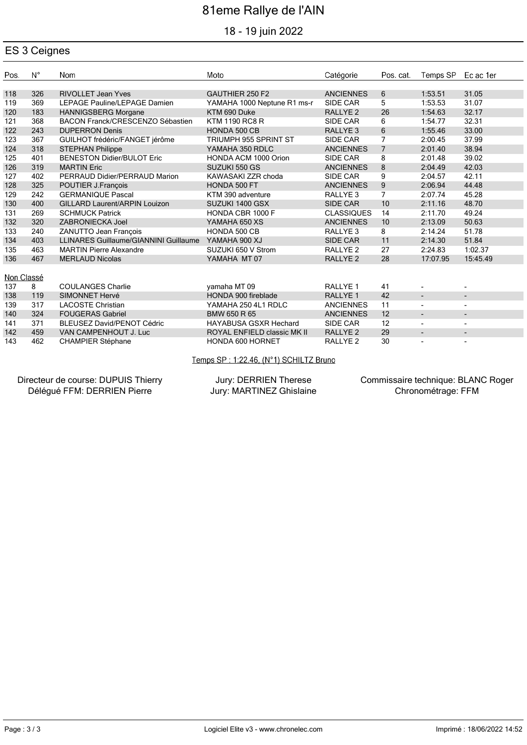# 81eme Rallye de l'AIN

18 - 19 juin 2022

## ES 3 Ceignes

| Pos. | N° | Nom | Moto | Catégorie | Pos. cat. | Temps SP | Ec ac 1er |
|---|---|---|---|---|---|---|---|
| 118 | 326 | RIVOLLET Jean Yves | GAUTHIER 250 F2 | ANCIENNES | 6 | 1:53.51 | 31.05 |
| 119 | 369 | LEPAGE Pauline/LEPAGE Damien | YAMAHA 1000 Neptune R1 ms-r | SIDE CAR | 5 | 1:53.53 | 31.07 |
| 120 | 183 | HANNIGSBERG Morgane | KTM 690 Duke | RALLYE 2 | 26 | 1:54.63 | 32.17 |
| 121 | 368 | BACON Franck/CRESCENZO Sébastien | KTM 1190 RC8 R | SIDE CAR | 6 | 1:54.77 | 32.31 |
| 122 | 243 | DUPERRON Denis | HONDA 500 CB | RALLYE 3 | 6 | 1:55.46 | 33.00 |
| 123 | 367 | GUILHOT frédéric/FANGET jérôme | TRIUMPH 955 SPRINT ST | SIDE CAR | 7 | 2:00.45 | 37.99 |
| 124 | 318 | STEPHAN Philippe | YAMAHA 350 RDLC | ANCIENNES | 7 | 2:01.40 | 38.94 |
| 125 | 401 | BENESTON Didier/BULOT Eric | HONDA ACM 1000 Orion | SIDE CAR | 8 | 2:01.48 | 39.02 |
| 126 | 319 | MARTIN Eric | SUZUKI 550 GS | ANCIENNES | 8 | 2:04.49 | 42.03 |
| 127 | 402 | PERRAUD Didier/PERRAUD Marion | KAWASAKI ZZR choda | SIDE CAR | 9 | 2:04.57 | 42.11 |
| 128 | 325 | POUTIER J.François | HONDA 500 FT | ANCIENNES | 9 | 2:06.94 | 44.48 |
| 129 | 242 | GERMANIQUE Pascal | KTM 390 adventure | RALLYE 3 | 7 | 2:07.74 | 45.28 |
| 130 | 400 | GILLARD Laurent/ARPIN Louizon | SUZUKI 1400 GSX | SIDE CAR | 10 | 2:11.16 | 48.70 |
| 131 | 269 | SCHMUCK Patrick | HONDA CBR 1000 F | CLASSIQUES | 14 | 2:11.70 | 49.24 |
| 132 | 320 | ZABRONIECKA Joel | YAMAHA 650 XS | ANCIENNES | 10 | 2:13.09 | 50.63 |
| 133 | 240 | ZANUTTO Jean François | HONDA 500 CB | RALLYE 3 | 8 | 2:14.24 | 51.78 |
| 134 | 403 | LLINARES Guillaume/GIANNINI Guillaume | YAMAHA 900 XJ | SIDE CAR | 11 | 2:14.30 | 51.84 |
| 135 | 463 | MARTIN Pierre Alexandre | SUZUKI 650 V Strom | RALLYE 2 | 27 | 2:24.83 | 1:02.37 |
| 136 | 467 | MERLAUD Nicolas | YAMAHA MT 07 | RALLYE 2 | 28 | 17:07.95 | 15:45.49 |
| Non Classé | | | | | | | |
| 137 | 8 | COULANGES Charlie | yamaha MT 09 | RALLYE 1 | 41 | - | - |
| 138 | 119 | SIMONNET Hervé | HONDA 900 fireblade | RALLYE 1 | 42 | - | - |
| 139 | 317 | LACOSTE Christian | YAMAHA 250 4L1 RDLC | ANCIENNES | 11 | - | - |
| 140 | 324 | FOUGERAS Gabriel | BMW 650 R 65 | ANCIENNES | 12 | - | - |
| 141 | 371 | BLEUSEZ David/PENOT Cédric | HAYABUSA GSXR Hechard | SIDE CAR | 12 | - | - |
| 142 | 459 | VAN CAMPENHOUT J. Luc | ROYAL ENFIELD classic MK II | RALLYE 2 | 29 | - | - |
| 143 | 462 | CHAMPIER Stéphane | HONDA 600 HORNET | RALLYE 2 | 30 | - | - |

Temps SP : 1:22.46, (N°1) SCHILTZ Bruno

Directeur de course: DUPUIS Thierry
Délégué FFM: DERRIEN Pierre

Jury: DERRIEN Therese
Jury: MARTINEZ Ghislaine

Commissaire technique: BLANC Roger
Chronométrage: FFM

Logiciel Elite v3 - www.chronelec.com

Imprimé : 18/06/2022 14:52